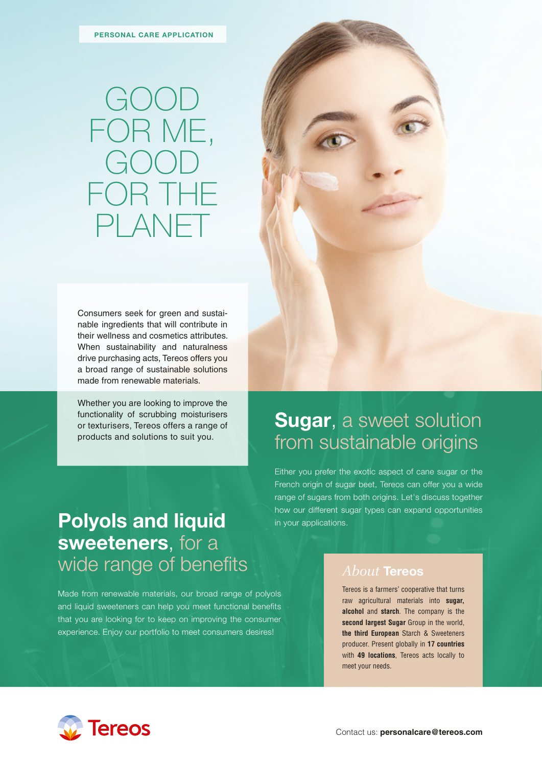PERSONAL CARE APPLICATION

# GOOD FOR ME, GOOD FOR THE PLANET

Consumers seek for green and sustainable ingredients that will contribute in their wellness and cosmetics attributes. When sustainability and naturalness drive purchasing acts, Tereos offers you a broad range of sustainable solutions made from renewable materials.

Whether you are looking to improve the functionality of scrubbing moisturisers or texturisers, Tereos offers a range of products and solutions to suit you.

## **Sugar**, a sweet solution from sustainable origins

Either you prefer the exotic aspect of cane sugar or the French origin of sugar beet, Tereos can offer you a wide range of sugars from both origins. Let's discuss together how our different sugar types can expand opportunities in your applications.

## **Polyols and liquid sweeteners**, for a wide range of benefits

Made from renewable materials, our broad range of polyols and liquid sweeteners can help you meet functional benefits that you are looking for to keep on improving the consumer experience. Enjoy our portfolio to meet consumers desires!

### *About* **Tereos**

Tereos is a farmers' cooperative that turns raw agricultural materials into **sugar, alcohol** and **starch**. The company is the **second largest Sugar** Group in the world, **the third European** Starch & Sweeteners producer. Present globally in **17 countries** with **49 locations**, Tereos acts locally to meet your needs.

Tereos

Contact us: **personalcare@tereos.com**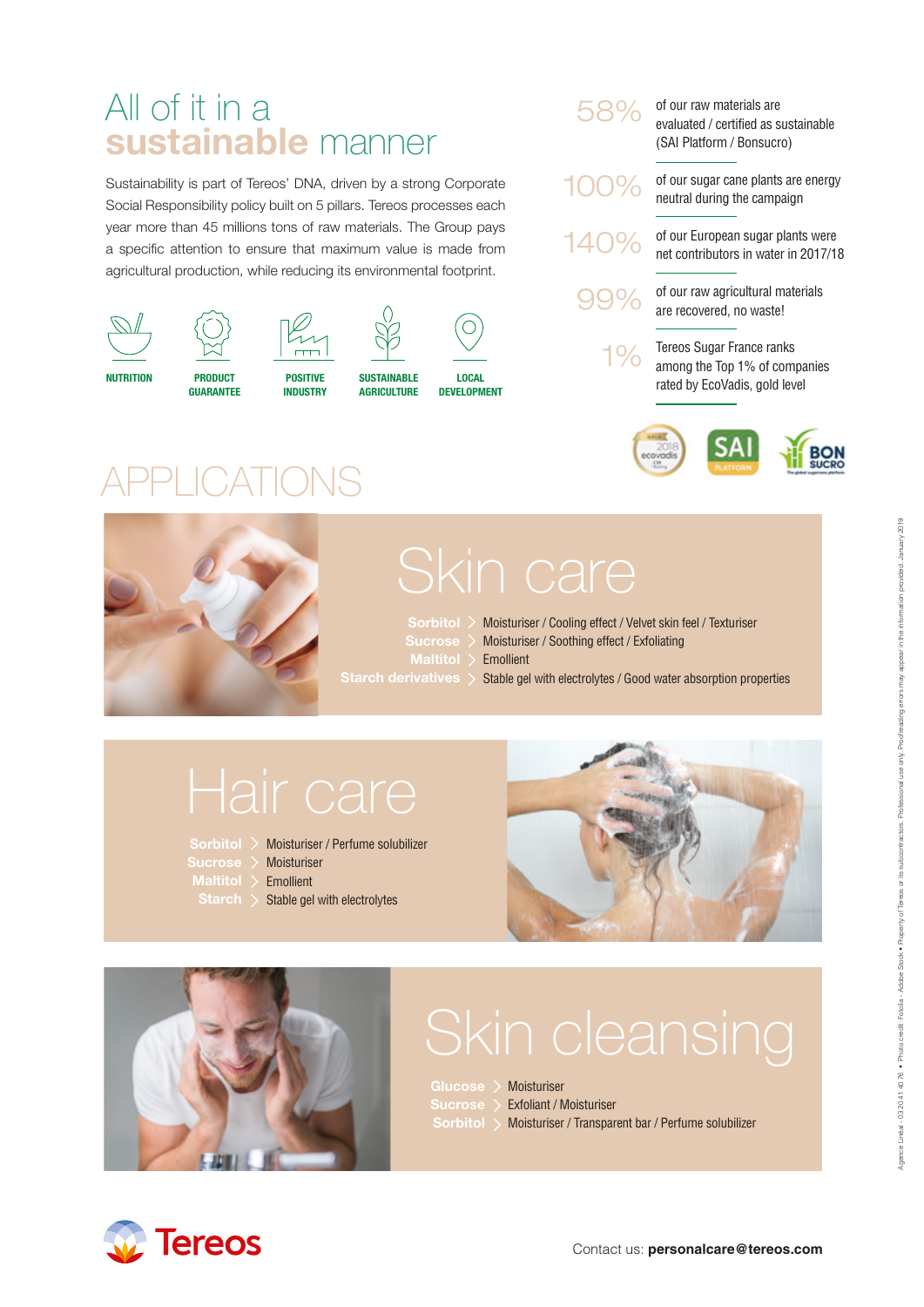# All of it in a **sustainable** manner

Sustainability is part of Tereos' DNA, driven by a strong Corporate Social Responsibility policy built on 5 pillars. Tereos processes each year more than 45 millions tons of raw materials. The Group pays a specific attention to ensure that maximum value is made from agricultural production, while reducing its environmental footprint.

NUTRITION

PRODUCT GUARANTEE

POSITIVE INDUSTRY

SUSTAINABLE AGRICULTURE

LOCAL DEVELOPMENT

58% of our raw materials are evaluated / certified as sustainable (SAI Platform / Bonsucro)

100% of our sugar cane plants are energy neutral during the campaign

140% of our European sugar plants were net contributors in water in 2017/18

99% of our raw agricultural materials are recovered, no waste!

1% Tereos Sugar France ranks among the Top 1% of companies rated by EcoVadis, gold level

# APPLICATIONS

## Skin care

**Sorbitol** > Moisturiser / Cooling effect / Velvet skin feel / Texturiser

**Sucrose** > Moisturiser / Soothing effect / Exfoliating

**Maltitol** > Emollient

**Starch derivatives** > Stable gel with electrolytes / Good water absorption properties

## Hair care

**Sorbitol** > Moisturiser / Perfume solubilizer

**Sucrose** > Moisturiser

**Maltitol** > Emollient

**Starch** > Stable gel with electrolytes

## Skin cleansing

**Glucose** > Moisturiser

**Sucrose** > Exfoliant / Moisturiser

**Sorbitol** > Moisturiser / Transparent bar / Perfume solubilizer

Tereos

Contact us: **personalcare@tereos.com**

Agence Linéal - 03 20 41 40 76 • Photo credit: Fotolia - Adobe Stock • Property of Tereos or its subcontractors. Professional use only. Proofreading errors may appear in the information provided. January 2019